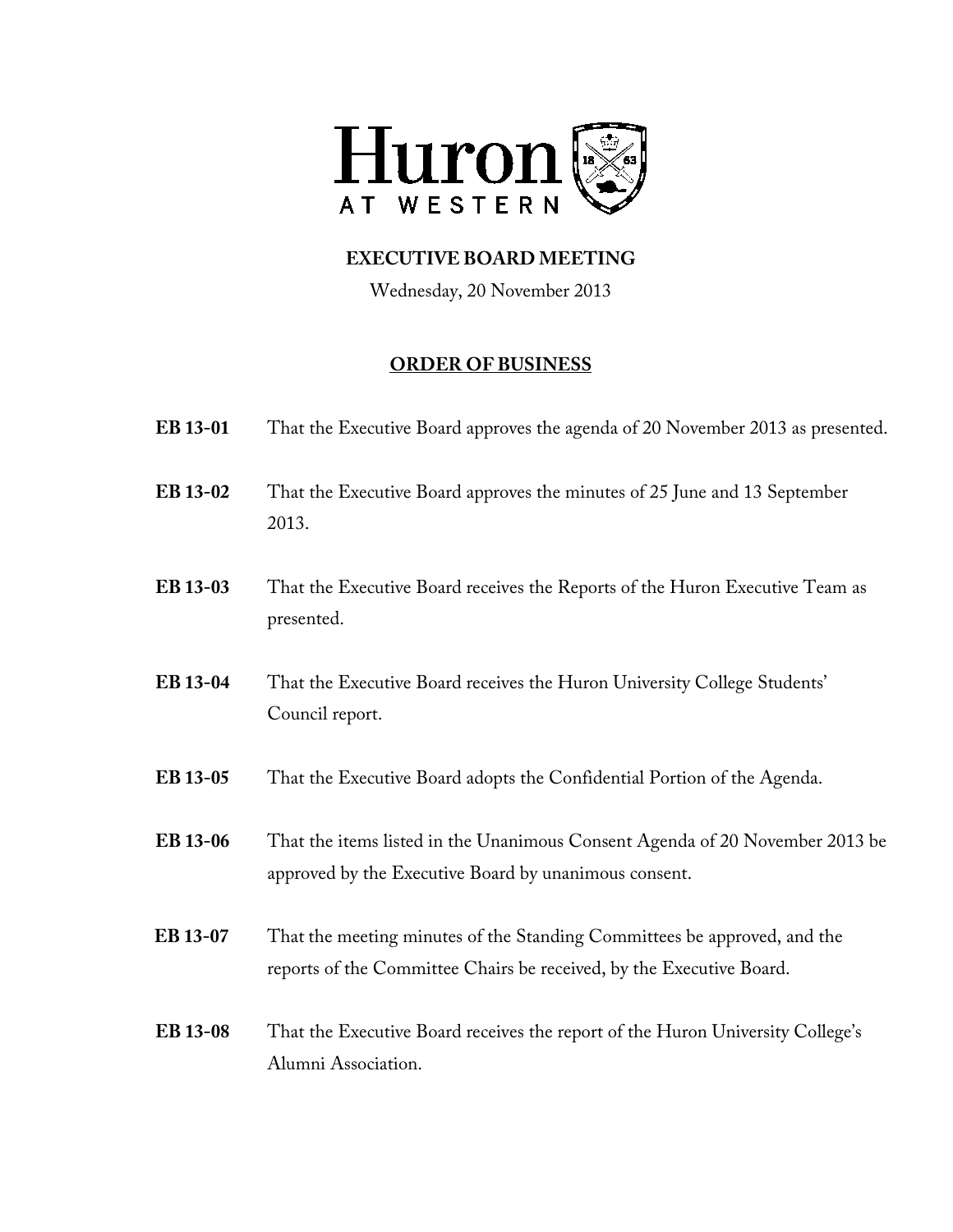Huron

AT WESTERN

## EXECUTIVE BOARD MEETING

Wednesday, 20 November 2013

## ORDER OF BUSINESS

**EB 13-01** That the Executive Board approves the agenda of 20 November 2013 as presented.

**EB 13-02** That the Executive Board approves the minutes of 25 June and 13 September 2013.

**EB 13-03** That the Executive Board receives the Reports of the Huron Executive Team as presented.

**EB 13-04** That the Executive Board receives the Huron University College Students' Council report.

**EB 13-05** That the Executive Board adopts the Confidential Portion of the Agenda.

**EB 13-06** That the items listed in the Unanimous Consent Agenda of 20 November 2013 be approved by the Executive Board by unanimous consent.

**EB 13-07** That the meeting minutes of the Standing Committees be approved, and the reports of the Committee Chairs be received, by the Executive Board.

**EB 13-08** That the Executive Board receives the report of the Huron University College's Alumni Association.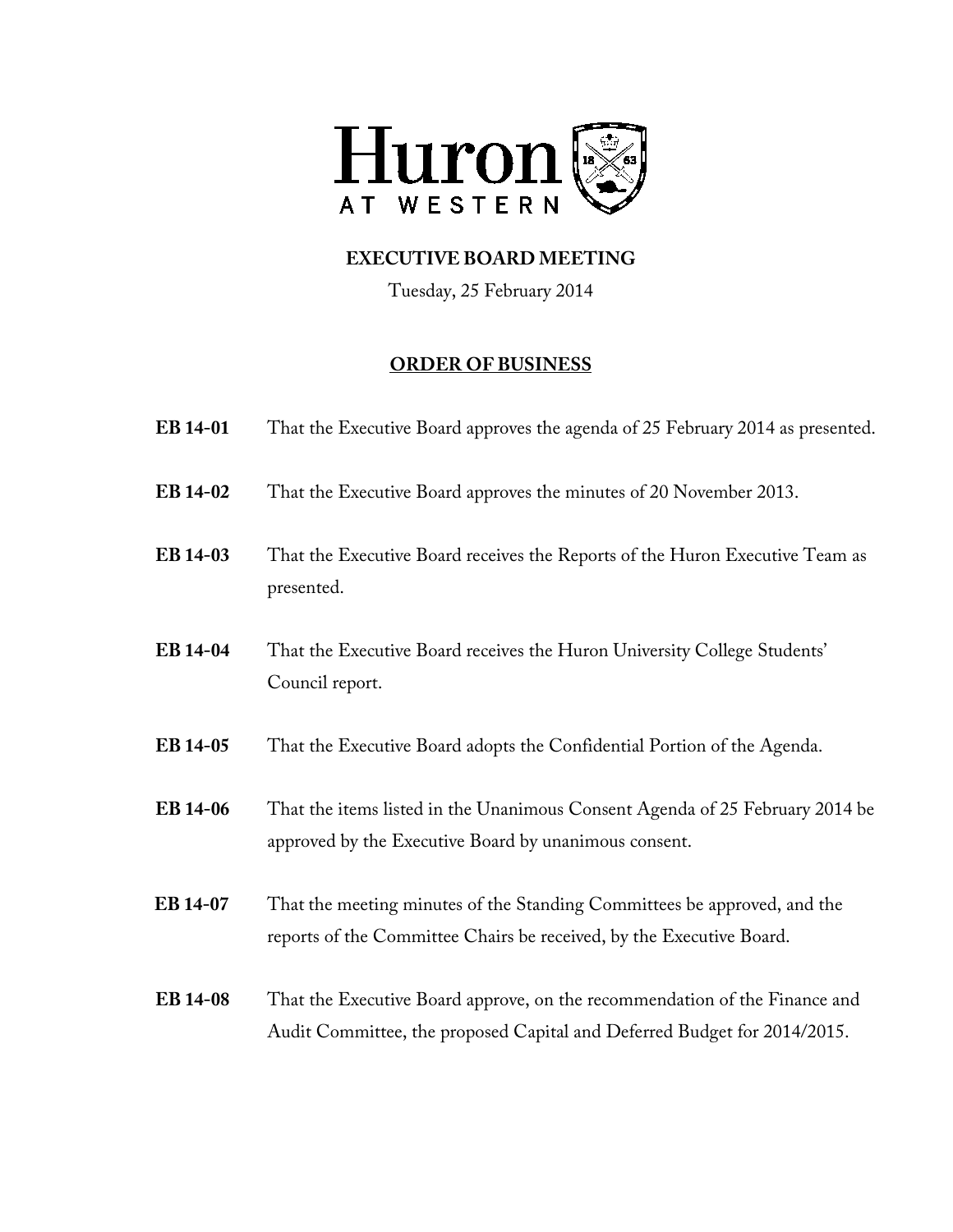Huron

AT WESTERN

**EXECUTIVE BOARD MEETING**

Tuesday, 25 February 2014

**ORDER OF BUSINESS**

**EB 14-01** That the Executive Board approves the agenda of 25 February 2014 as presented.

**EB 14-02** That the Executive Board approves the minutes of 20 November 2013.

**EB 14-03** That the Executive Board receives the Reports of the Huron Executive Team as presented.

**EB 14-04** That the Executive Board receives the Huron University College Students' Council report.

**EB 14-05** That the Executive Board adopts the Confidential Portion of the Agenda.

**EB 14-06** That the items listed in the Unanimous Consent Agenda of 25 February 2014 be approved by the Executive Board by unanimous consent.

**EB 14-07** That the meeting minutes of the Standing Committees be approved, and the reports of the Committee Chairs be received, by the Executive Board.

**EB 14-08** That the Executive Board approve, on the recommendation of the Finance and Audit Committee, the proposed Capital and Deferred Budget for 2014/2015.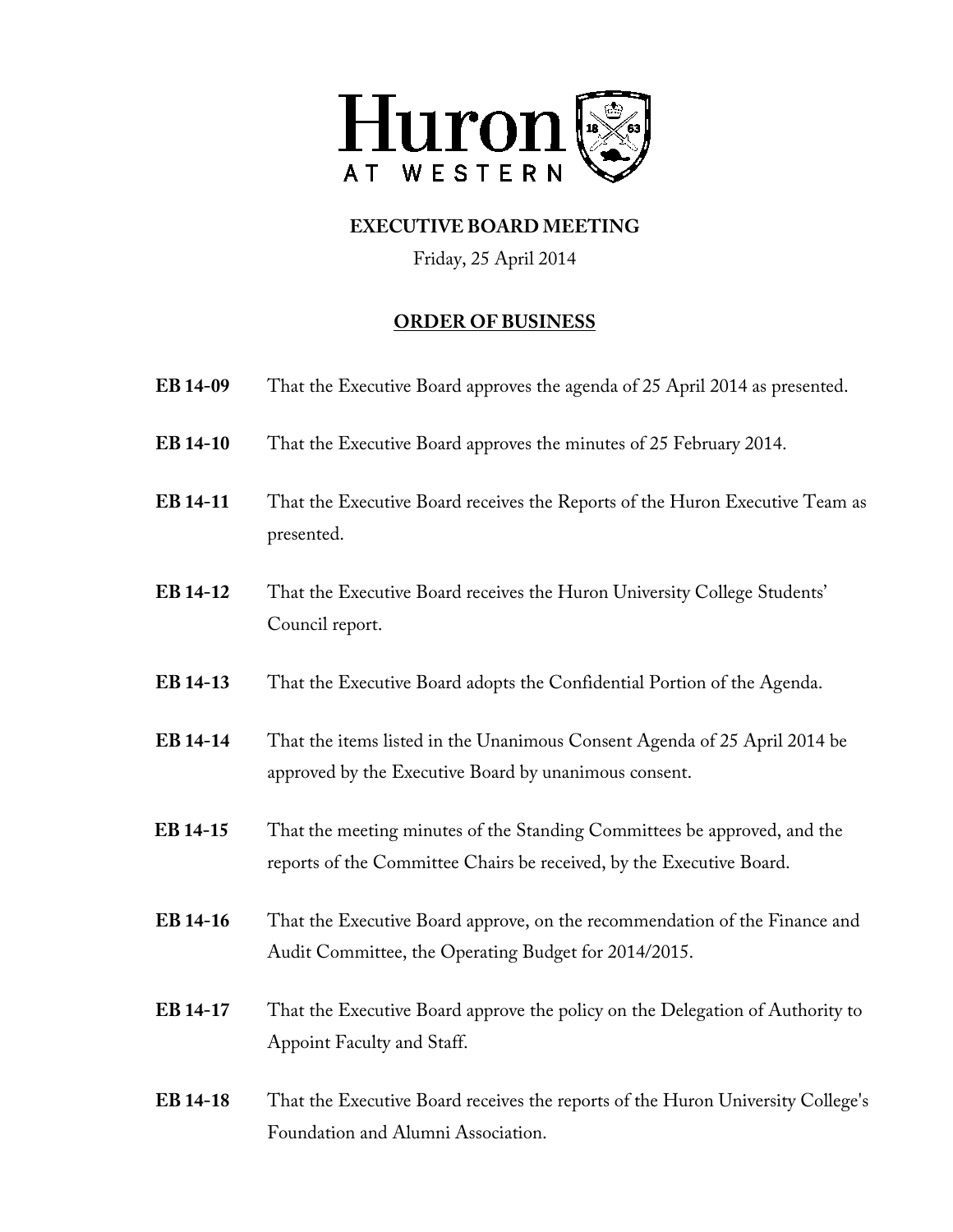# Huron AT WESTERN

**EXECUTIVE BOARD MEETING**

Friday, 25 April 2014

## ORDER OF BUSINESS

**EB 14-09** That the Executive Board approves the agenda of 25 April 2014 as presented.

**EB 14-10** That the Executive Board approves the minutes of 25 February 2014.

**EB 14-11** That the Executive Board receives the Reports of the Huron Executive Team as presented.

**EB 14-12** That the Executive Board receives the Huron University College Students' Council report.

**EB 14-13** That the Executive Board adopts the Confidential Portion of the Agenda.

**EB 14-14** That the items listed in the Unanimous Consent Agenda of 25 April 2014 be approved by the Executive Board by unanimous consent.

**EB 14-15** That the meeting minutes of the Standing Committees be approved, and the reports of the Committee Chairs be received, by the Executive Board.

**EB 14-16** That the Executive Board approve, on the recommendation of the Finance and Audit Committee, the Operating Budget for 2014/2015.

**EB 14-17** That the Executive Board approve the policy on the Delegation of Authority to Appoint Faculty and Staff.

**EB 14-18** That the Executive Board receives the reports of the Huron University College's Foundation and Alumni Association.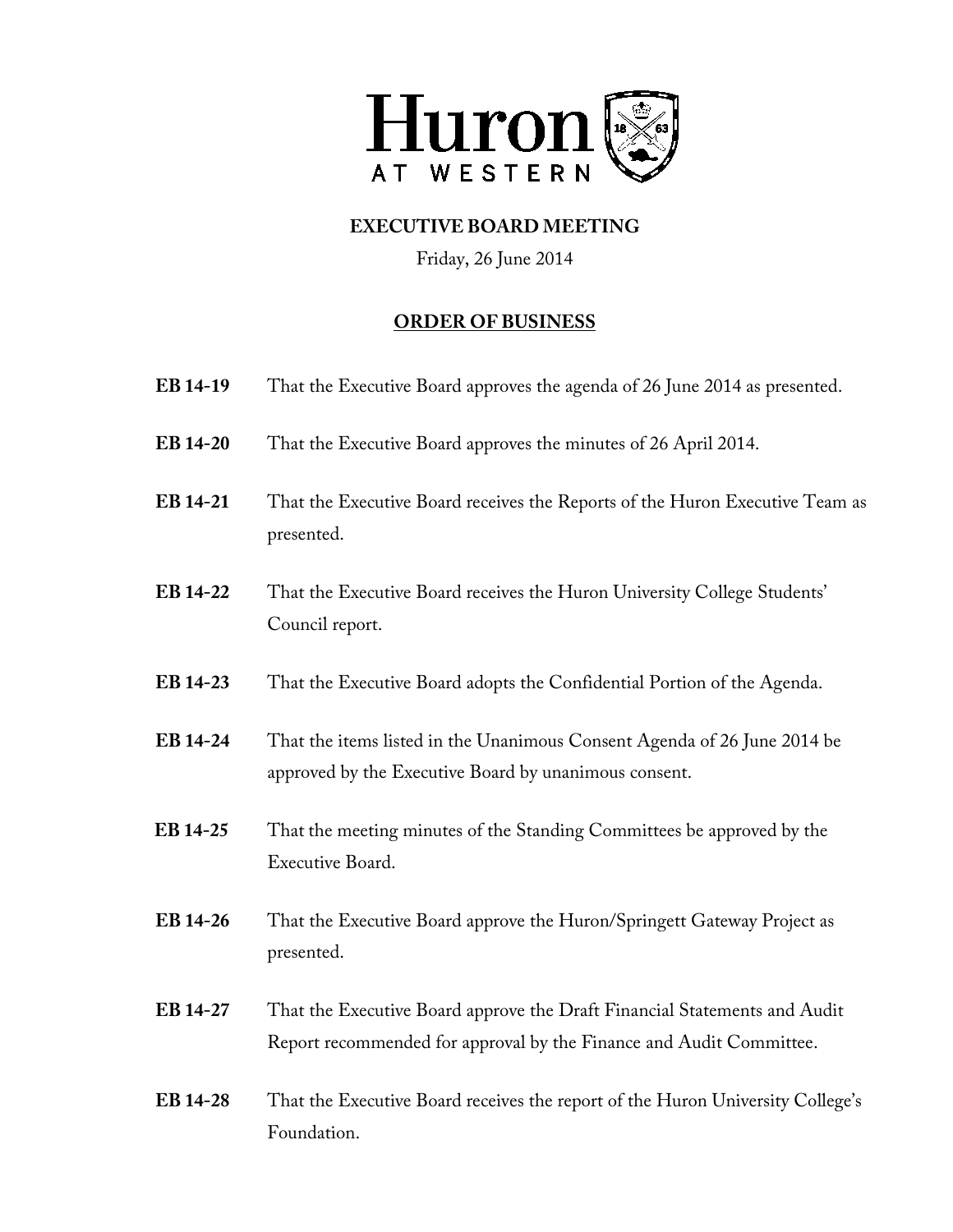Huron AT WESTERN

## EXECUTIVE BOARD MEETING

Friday, 26 June 2014

### ORDER OF BUSINESS

**EB 14-19** That the Executive Board approves the agenda of 26 June 2014 as presented.

**EB 14-20** That the Executive Board approves the minutes of 26 April 2014.

**EB 14-21** That the Executive Board receives the Reports of the Huron Executive Team as presented.

**EB 14-22** That the Executive Board receives the Huron University College Students' Council report.

**EB 14-23** That the Executive Board adopts the Confidential Portion of the Agenda.

**EB 14-24** That the items listed in the Unanimous Consent Agenda of 26 June 2014 be approved by the Executive Board by unanimous consent.

**EB 14-25** That the meeting minutes of the Standing Committees be approved by the Executive Board.

**EB 14-26** That the Executive Board approve the Huron/Springett Gateway Project as presented.

**EB 14-27** That the Executive Board approve the Draft Financial Statements and Audit Report recommended for approval by the Finance and Audit Committee.

**EB 14-28** That the Executive Board receives the report of the Huron University College's Foundation.